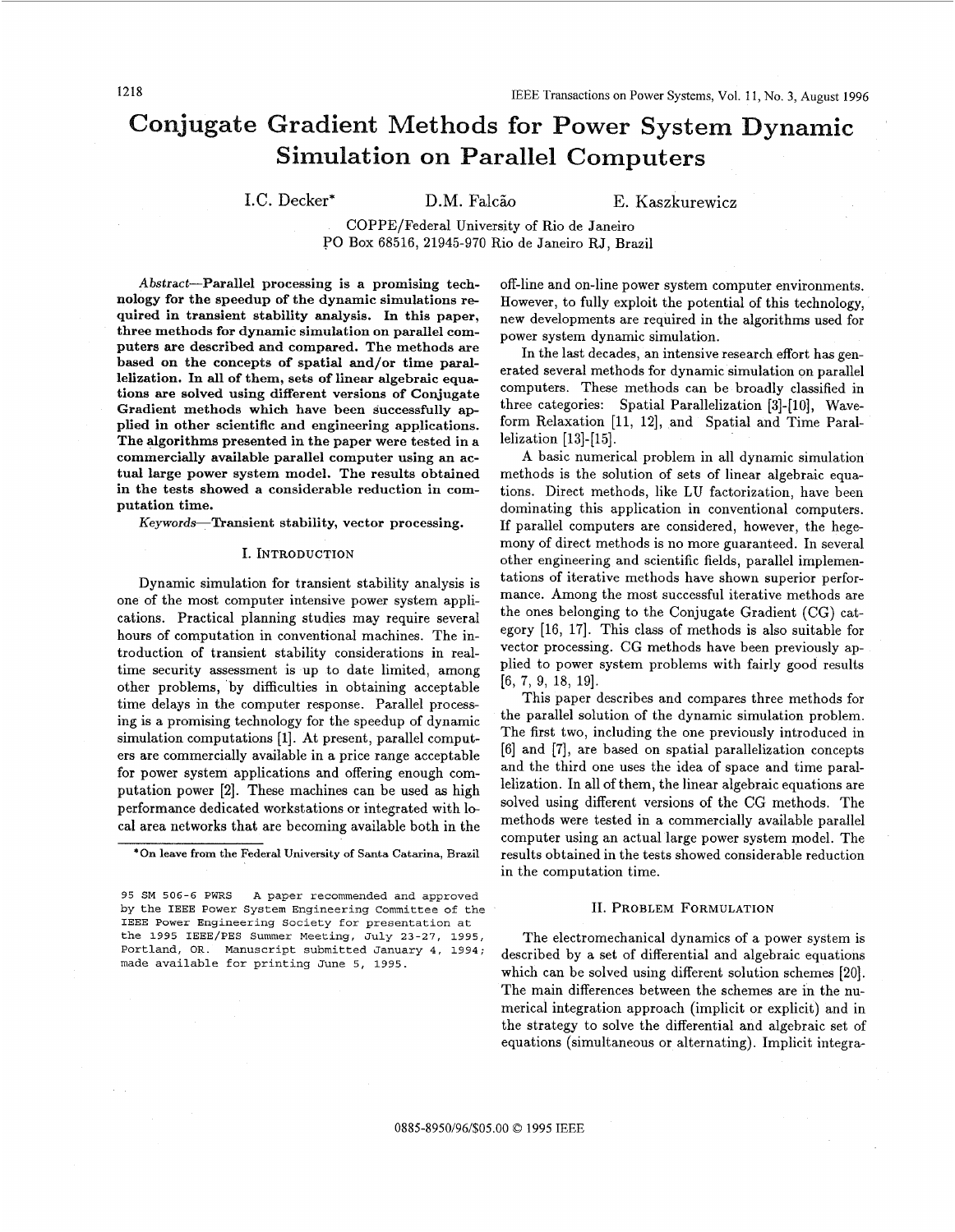# Conjugate Gradient Methods for Power System Dynamic Simulation on Parallel Computers

I.C. Decker* D.M. Falcão E. Kaszkurewicz

COPPE/Federal University of Rio de Janeiro
PO Box 68516, 21945-970 Rio de Janeiro RJ, Brazil

*Abstract*—**Parallel processing is a promising technology for the speedup of the dynamic simulations required in transient stability analysis. In this paper, three methods for dynamic simulation on parallel computers are described and compared. The methods are based on the concepts of spatial and/or time parallelization. In all of them, sets of linear algebraic equations are solved using different versions of Conjugate Gradient methods which have been successfully applied in other scientific and engineering applications. The algorithms presented in the paper were tested in a commercially available parallel computer using an actual large power system model. The results obtained in the tests showed a considerable reduction in computation time.**

*Keywords*—**Transient stability, vector processing.**

## I. Introduction

Dynamic simulation for transient stability analysis is one of the most computer intensive power system applications. Practical planning studies may require several hours of computation in conventional machines. The introduction of transient stability considerations in real-time security assessment is up to date limited, among other problems, by difficulties in obtaining acceptable time delays in the computer response. Parallel processing is a promising technology for the speedup of dynamic simulation computations [1]. At present, parallel computers are commercially available in a price range acceptable for power system applications and offering enough computation power [2]. These machines can be used as high performance dedicated workstations or integrated with local area networks that are becoming available both in the off-line and on-line power system computer environments. However, to fully exploit the potential of this technology, new developments are required in the algorithms used for power system dynamic simulation.

In the last decades, an intensive research effort has generated several methods for dynamic simulation on parallel computers. These methods can be broadly classified in three categories: Spatial Parallelization [3]-[10], Waveform Relaxation [11, 12], and Spatial and Time Parallelization [13]-[15].

A basic numerical problem in all dynamic simulation methods is the solution of sets of linear algebraic equations. Direct methods, like LU factorization, have been dominating this application in conventional computers. If parallel computers are considered, however, the hegemony of direct methods is no more guaranteed. In several other engineering and scientific fields, parallel implementations of iterative methods have shown superior performance. Among the most successful iterative methods are the ones belonging to the Conjugate Gradient (CG) category [16, 17]. This class of methods is also suitable for vector processing. CG methods have been previously applied to power system problems with fairly good results [6, 7, 9, 18, 19].

This paper describes and compares three methods for the parallel solution of the dynamic simulation problem. The first two, including the one previously introduced in [6] and [7], are based on spatial parallelization concepts and the third one uses the idea of space and time parallelization. In all of them, the linear algebraic equations are solved using different versions of the CG methods. The methods were tested in a commercially available parallel computer using an actual large power system model. The results obtained in the tests showed considerable reduction in the computation time.

## II. Problem Formulation

The electromechanical dynamics of a power system is described by a set of differential and algebraic equations which can be solved using different solution schemes [20]. The main differences between the schemes are in the numerical integration approach (implicit or explicit) and in the strategy to solve the differential and algebraic set of equations (simultaneous or alternating). Implicit integra-

*On leave from the Federal University of Santa Catarina, Brazil

95 SM 506-6 PWRS A paper recommended and approved by the IEEE Power System Engineering Committee of the IEEE Power Engineering Society for presentation at the 1995 IEEE/PES Summer Meeting, July 23-27, 1995, Portland, OR. Manuscript submitted January 4, 1994; made available for printing June 5, 1995.

0885-8950/96/$05.00 © 1995 IEEE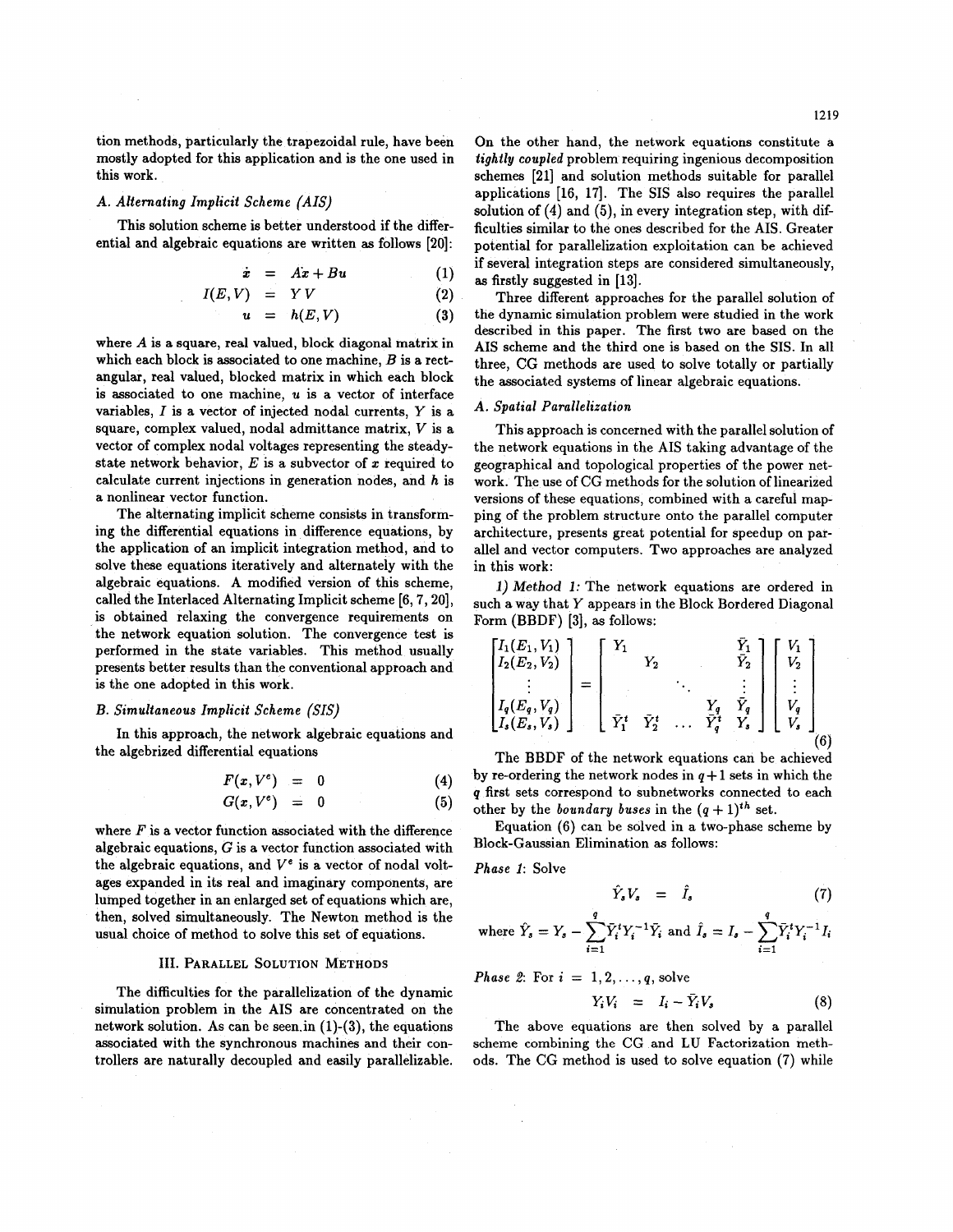tion methods, particularly the trapezoidal rule, have been mostly adopted for this application and is the one used in this work.

### A. Alternating Implicit Scheme (AIS)

This solution scheme is better understood if the differential and algebraic equations are written as follows [20]:

$$\dot{x} = Ax + Bu \tag{1}$$

$$I(E, V) = YV \tag{2}$$

$$u = h(E, V) \tag{3}$$

where $A$ is a square, real valued, block diagonal matrix in which each block is associated to one machine, $B$ is a rectangular, real valued, blocked matrix in which each block is associated to one machine, $u$ is a vector of interface variables, $I$ is a vector of injected nodal currents, $Y$ is a square, complex valued, nodal admittance matrix, $V$ is a vector of complex nodal voltages representing the steady-state network behavior, $E$ is a subvector of $x$ required to calculate current injections in generation nodes, and $h$ is a nonlinear vector function.

The alternating implicit scheme consists in transforming the differential equations in difference equations, by the application of an implicit integration method, and to solve these equations iteratively and alternately with the algebraic equations. A modified version of this scheme, called the Interlaced Alternating Implicit scheme [6, 7, 20], is obtained relaxing the convergence requirements on the network equation solution. The convergence test is performed in the state variables. This method usually presents better results than the conventional approach and is the one adopted in this work.

### B. Simultaneous Implicit Scheme (SIS)

In this approach, the network algebraic equations and the algebrized differential equations

$$F(x, V^e) = 0 \tag{4}$$

$$G(x, V^e) = 0 \tag{5}$$

where $F$ is a vector function associated with the difference algebraic equations, $G$ is a vector function associated with the algebraic equations, and $V^e$ is a vector of nodal voltages expanded in its real and imaginary components, are lumped together in an enlarged set of equations which are, then, solved simultaneously. The Newton method is the usual choice of method to solve this set of equations.

## III. Parallel Solution Methods

The difficulties for the parallelization of the dynamic simulation problem in the AIS are concentrated on the network solution. As can be seen in (1)-(3), the equations associated with the synchronous machines and their controllers are naturally decoupled and easily parallelizable. On the other hand, the network equations constitute a *tightly coupled* problem requiring ingenious decomposition schemes [21] and solution methods suitable for parallel applications [16, 17]. The SIS also requires the parallel solution of (4) and (5), in every integration step, with difficulties similar to the ones described for the AIS. Greater potential for parallelization exploitation can be achieved if several integration steps are considered simultaneously, as firstly suggested in [13].

Three different approaches for the parallel solution of the dynamic simulation problem were studied in the work described in this paper. The first two are based on the AIS scheme and the third one is based on the SIS. In all three, CG methods are used to solve totally or partially the associated systems of linear algebraic equations.

### A. Spatial Parallelization

This approach is concerned with the parallel solution of the network equations in the AIS taking advantage of the geographical and topological properties of the power network. The use of CG methods for the solution of linearized versions of these equations, combined with a careful mapping of the problem structure onto the parallel computer architecture, presents great potential for speedup on parallel and vector computers. Two approaches are analyzed in this work:

*1) Method 1:* The network equations are ordered in such a way that $Y$ appears in the Block Bordered Diagonal Form (BBDF) [3], as follows:

$$\begin{bmatrix} I_1(E_1, V_1) \\ I_2(E_2, V_2) \\ \vdots \\ I_q(E_q, V_q) \\ I_s(E_s, V_s) \end{bmatrix} = \begin{bmatrix} Y_1 & & & & \bar{Y}_1 \\ & Y_2 & & & \bar{Y}_2 \\ & & \ddots & & \vdots \\ & & & Y_q & \bar{Y}_q \\ \bar{Y}_1^t & \bar{Y}_2^t & \dots & \bar{Y}_q^t & Y_s \end{bmatrix} \begin{bmatrix} V_1 \\ V_2 \\ \vdots \\ V_q \\ V_s \end{bmatrix} \tag{6}$$

The BBDF of the network equations can be achieved by re-ordering the network nodes in $q+1$ sets in which the $q$ first sets correspond to subnetworks connected to each other by the *boundary buses* in the $(q+1)^{th}$ set.

Equation (6) can be solved in a two-phase scheme by Block-Gaussian Elimination as follows:

*Phase 1*: Solve

$$\hat{Y}_s V_s = \hat{I}_s \tag{7}$$

where $\hat{Y}_s = Y_s - \sum_{i=1}^{q} \bar{Y}_i^t Y_i^{-1} \bar{Y}_i$ and $\hat{I}_s = I_s - \sum_{i=1}^{q} \bar{Y}_i^t Y_i^{-1} I_i$

*Phase 2*: For $i = 1, 2, \dots, q$, solve

$$Y_i V_i = I_i - \bar{Y}_i V_s \tag{8}$$

The above equations are then solved by a parallel scheme combining the CG and LU Factorization methods. The CG method is used to solve equation (7) while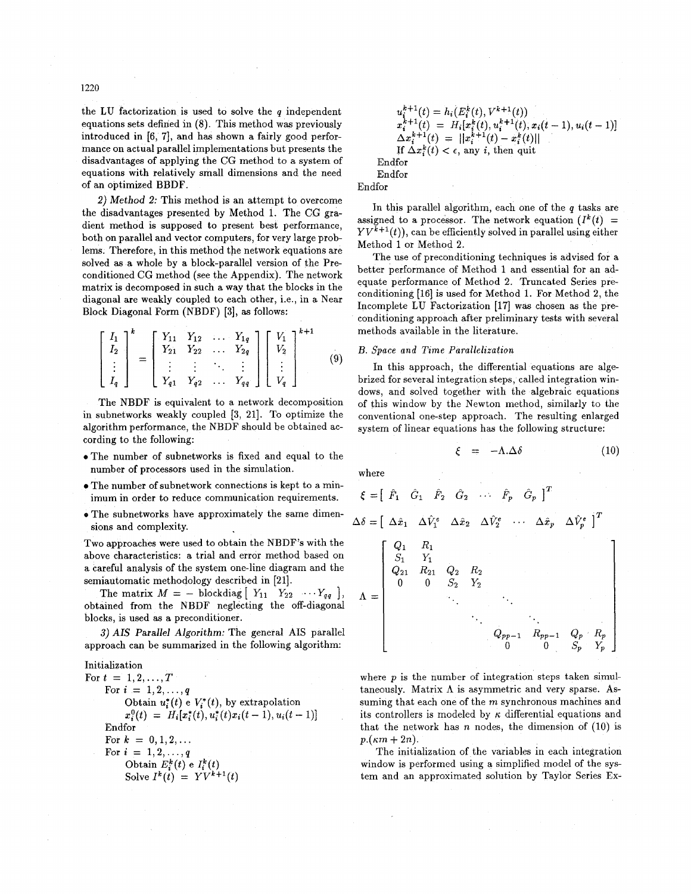the LU factorization is used to solve the $q$ independent equations sets defined in (8). This method was previously introduced in [6, 7], and has shown a fairly good performance on actual parallel implementations but presents the disadvantages of applying the CG method to a system of equations with relatively small dimensions and the need of an optimized BBDF.

*2) Method 2:* This method is an attempt to overcome the disadvantages presented by Method 1. The CG gradient method is supposed to present best performance, both on parallel and vector computers, for very large problems. Therefore, in this method the network equations are solved as a whole by a block-parallel version of the Preconditioned CG method (see the Appendix). The network matrix is decomposed in such a way that the blocks in the diagonal are weakly coupled to each other, i.e., in a Near Block Diagonal Form (NBDF) [3], as follows:

$$\begin{bmatrix} I_1 \\ I_2 \\ \vdots \\ I_q \end{bmatrix}^k = \begin{bmatrix} Y_{11} & Y_{12} & \dots & Y_{1q} \\ Y_{21} & Y_{22} & \dots & Y_{2q} \\ \vdots & \vdots & \ddots & \vdots \\ Y_{q1} & Y_{q2} & \dots & Y_{qq} \end{bmatrix} \begin{bmatrix} V_1 \\ V_2 \\ \vdots \\ V_q \end{bmatrix}^{k+1} \tag{9}$$

The NBDF is equivalent to a network decomposition in subnetworks weakly coupled [3, 21]. To optimize the algorithm performance, the NBDF should be obtained according to the following:

- The number of subnetworks is fixed and equal to the number of processors used in the simulation.
- The number of subnetwork connections is kept to a minimum in order to reduce communication requirements.
- The subnetworks have approximately the same dimensions and complexity.

Two approaches were used to obtain the NBDF's with the above characteristics: a trial and error method based on a careful analysis of the system one-line diagram and the semiautomatic methodology described in [21].

The matrix $M = -\text{blockdiag}[\,Y_{11} \;\; Y_{22} \;\; \cdots Y_{qq}\,]$, obtained from the NBDF neglecting the off-diagonal blocks, is used as a preconditioner.

*3) AIS Parallel Algorithm:* The general AIS parallel approach can be summarized in the following algorithm:

```
Initialization
For t = 1,2,...,T
    For i = 1,2,...,q
        Obtain u_i^*(t) e V_i^*(t), by extrapolation
        x_i^0(t) = H_i[x_i^*(t), u_i^*(t) x_i(t-1), u_i(t-1)]
    Endfor
    For k = 0,1,2,...
    For i = 1,2,...,q
        Obtain E_i^k(t) e I_i^k(t)
        Solve I^k(t) = Y V^{k+1}(t)
        u_i^{k+1}(t) = h_i(E_i^k(t), V^{k+1}(t))
        x_i^{k+1}(t) = H_i[x_i^k(t), u_i^{k+1}(t), x_i(t-1), u_i(t-1)]
        Δx_i^{k+1}(t) = ||x_i^{k+1}(t) - x_i^k(t)||
        If Δx_i^k(t) < ε, any i, then quit
    Endfor
    Endfor
Endfor
```

In this parallel algorithm, each one of the $q$ tasks are assigned to a processor. The network equation ($I^k(t) = YV^{k+1}(t)$), can be efficiently solved in parallel using either Method 1 or Method 2.

The use of preconditioning techniques is advised for a better performance of Method 1 and essential for an adequate performance of Method 2. Truncated Series preconditioning [16] is used for Method 1. For Method 2, the Incomplete LU Factorization [17] was chosen as the preconditioning approach after preliminary tests with several methods available in the literature.

### B. Space and Time Parallelization

In this approach, the differential equations are algebrized for several integration steps, called integration windows, and solved together with the algebraic equations of this window by the Newton method, similarly to the conventional one-step approach. The resulting enlarged system of linear equations has the following structure:

$$\xi = -\Lambda . \Delta\delta \tag{10}$$

where

$$\xi = [\, \hat{F}_1 \;\; \hat{G}_1 \;\; \hat{F}_2 \;\; \hat{G}_2 \;\; \cdots \;\; \hat{F}_p \;\; \hat{G}_p \,]^T$$

$$\Delta\delta = [\, \Delta\hat{x}_1 \;\; \Delta\hat{V}_1^e \;\; \Delta\hat{x}_2 \;\; \Delta\hat{V}_2^e \;\; \cdots \;\; \Delta\hat{x}_p \;\; \Delta\hat{V}_p^e \,]^T$$

$$\Lambda = \begin{bmatrix} Q_1 & R_1 & & & & & & \\ S_1 & Y_1 & & & & & & \\ Q_{21} & R_{21} & Q_2 & R_2 & & & & \\ 0 & 0 & S_2 & Y_2 & & & & \\ & & \ddots & & \ddots & & & \\ & & & \ddots & & \ddots & & \\ & & & & Q_{pp-1} & R_{pp-1} & Q_p & R_p \\ & & & & 0 & 0 & S_p & Y_p \end{bmatrix}$$

where $p$ is the number of integration steps taken simultaneously. Matrix $\Lambda$ is asymmetric and very sparse. Assuming that each one of the $m$ synchronous machines and its controllers is modeled by $\kappa$ differential equations and that the network has $n$ nodes, the dimension of (10) is $p.(\kappa m + 2n)$.

The initialization of the variables in each integration window is performed using a simplified model of the system and an approximated solution by Taylor Series Ex-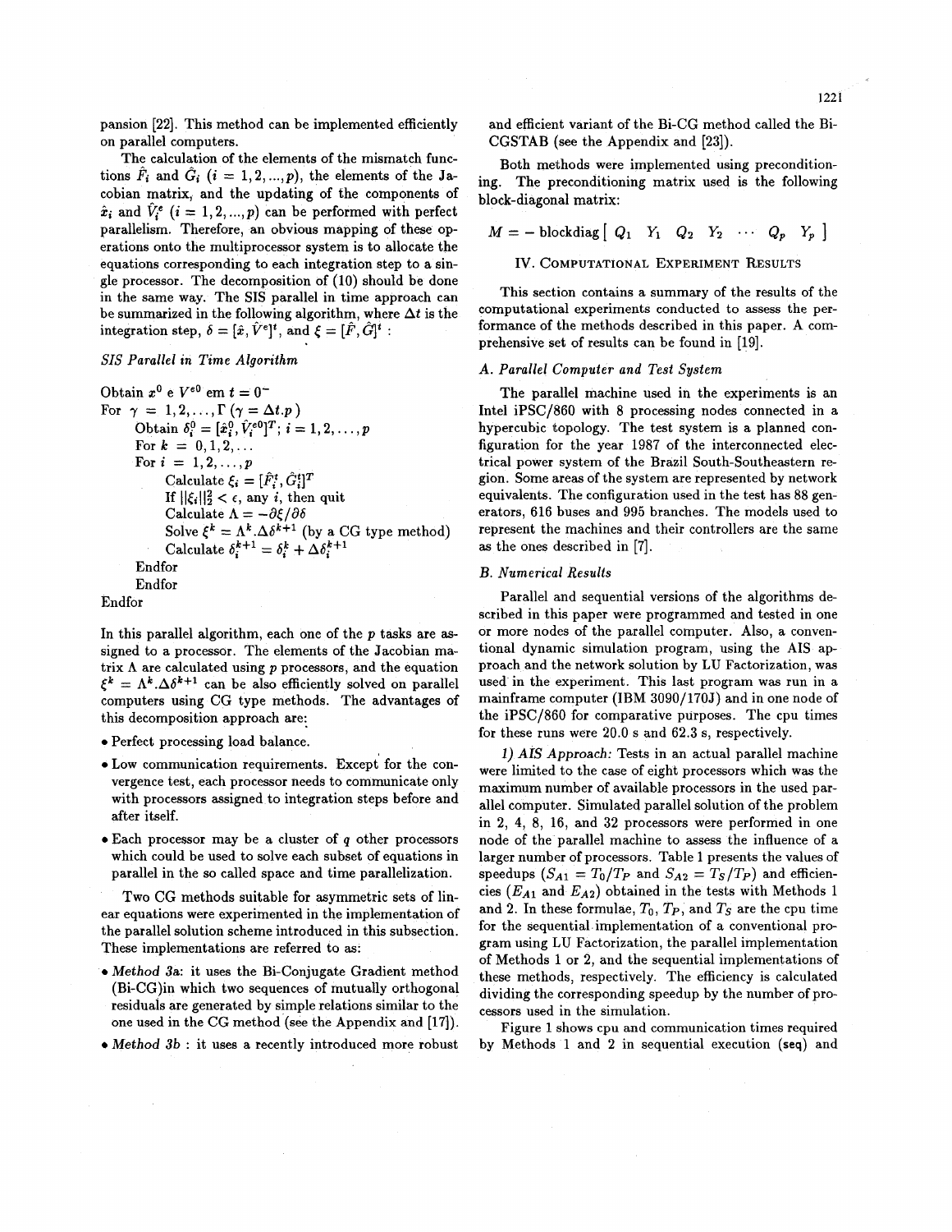pansion [22]. This method can be implemented efficiently on parallel computers.

The calculation of the elements of the mismatch functions $\hat{F}_i$ and $\hat{G}_i$ $(i = 1, 2, ..., p)$, the elements of the Jacobian matrix, and the updating of the components of $\hat{x}_i$ and $\hat{V}_i^e$ $(i = 1, 2, ..., p)$ can be performed with perfect parallelism. Therefore, an obvious mapping of these operations onto the multiprocessor system is to allocate the equations corresponding to each integration step to a single processor. The decomposition of (10) should be done in the same way. The SIS parallel in time approach can be summarized in the following algorithm, where $\Delta t$ is the integration step, $\delta = [\hat{x}, \hat{V}^e]^t$, and $\xi = [\hat{F}, \hat{G}]^t$ :

*SIS Parallel in Time Algorithm*

Obtain $x^0$ e $V^{e0}$ em $t = 0^-$
For $\gamma = 1, 2, \ldots, \Gamma$ $(\gamma = \Delta t.p)$
  Obtain $\delta_i^0 = [\hat{x}_i^0, \hat{V}_i^{e0}]^T$; $i = 1, 2, \ldots, p$
  For $k = 0, 1, 2, \ldots$
  For $i = 1, 2, \ldots, p$
    Calculate $\xi_i = [\hat{F}_i^t, \hat{G}_i^t]^T$
    If $||\xi_i||_2^2 < \epsilon$, any $i$, then quit
    Calculate $\Lambda = -\partial\xi/\partial\delta$
    Solve $\xi^k = \Lambda^k.\Delta\delta^{k+1}$ (by a CG type method)
    Calculate $\delta_i^{k+1} = \delta_i^k + \Delta\delta_i^{k+1}$
  Endfor
  Endfor
Endfor

In this parallel algorithm, each one of the $p$ tasks are assigned to a processor. The elements of the Jacobian matrix $\Lambda$ are calculated using $p$ processors, and the equation $\xi^k = \Lambda^k.\Delta\delta^{k+1}$ can be also efficiently solved on parallel computers using CG type methods. The advantages of this decomposition approach are:

- Perfect processing load balance.
- Low communication requirements. Except for the convergence test, each processor needs to communicate only with processors assigned to integration steps before and after itself.
- Each processor may be a cluster of $q$ other processors which could be used to solve each subset of equations in parallel in the so called space and time parallelization.

Two CG methods suitable for asymmetric sets of linear equations were experimented in the implementation of the parallel solution scheme introduced in this subsection. These implementations are referred to as:

- *Method 3a*: it uses the Bi-Conjugate Gradient method (Bi-CG)in which two sequences of mutually orthogonal residuals are generated by simple relations similar to the one used in the CG method (see the Appendix and [17]).
- *Method 3b* : it uses a recently introduced more robust and efficient variant of the Bi-CG method called the Bi-CGSTAB (see the Appendix and [23]).

Both methods were implemented using preconditioning. The preconditioning matrix used is the following block-diagonal matrix:

$$M = -\,\text{blockdiag}\left[\begin{array}{cccccccc} Q_1 & Y_1 & Q_2 & Y_2 & \cdots & Q_p & Y_p \end{array}\right]$$

## IV. Computational Experiment Results

This section contains a summary of the results of the computational experiments conducted to assess the performance of the methods described in this paper. A comprehensive set of results can be found in [19].

### A. Parallel Computer and Test System

The parallel machine used in the experiments is an Intel iPSC/860 with 8 processing nodes connected in a hypercubic topology. The test system is a planned configuration for the year 1987 of the interconnected electrical power system of the Brazil South-Southeastern region. Some areas of the system are represented by network equivalents. The configuration used in the test has 88 generators, 616 buses and 995 branches. The models used to represent the machines and their controllers are the same as the ones described in [7].

### B. Numerical Results

Parallel and sequential versions of the algorithms described in this paper were programmed and tested in one or more nodes of the parallel computer. Also, a conventional dynamic simulation program, using the AIS approach and the network solution by LU Factorization, was used in the experiment. This last program was run in a mainframe computer (IBM 3090/170J) and in one node of the iPSC/860 for comparative purposes. The cpu times for these runs were 20.0 s and 62.3 s, respectively.

*1) AIS Approach:* Tests in an actual parallel machine were limited to the case of eight processors which was the maximum number of available processors in the used parallel computer. Simulated parallel solution of the problem in 2, 4, 8, 16, and 32 processors were performed in one node of the parallel machine to assess the influence of a larger number of processors. Table 1 presents the values of speedups ($S_{A1} = T_0/T_P$ and $S_{A2} = T_S/T_P$) and efficiencies ($E_{A1}$ and $E_{A2}$) obtained in the tests with Methods 1 and 2. In these formulae, $T_0$, $T_P$, and $T_S$ are the cpu time for the sequential implementation of a conventional program using LU Factorization, the parallel implementation of Methods 1 or 2, and the sequential implementations of these methods, respectively. The efficiency is calculated dividing the corresponding speedup by the number of processors used in the simulation.

Figure 1 shows cpu and communication times required by Methods 1 and 2 in sequential execution (**seq**) and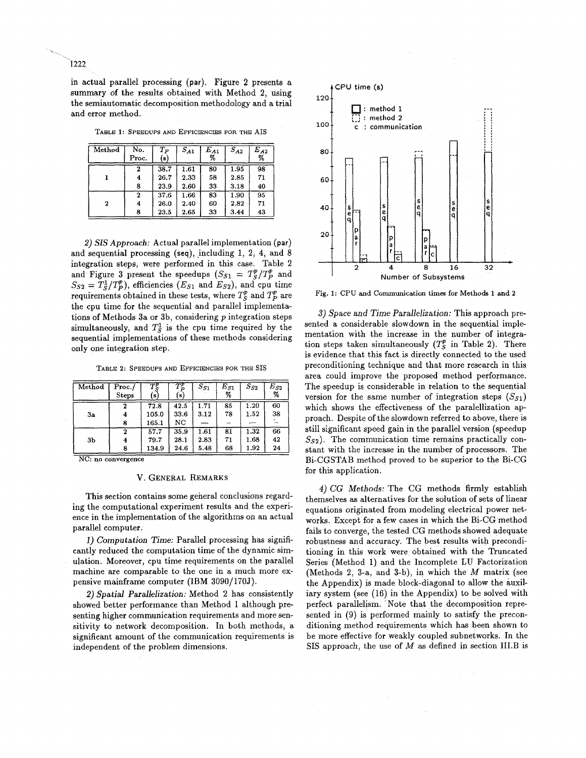in actual parallel processing (par). Figure 2 presents a summary of the results obtained with Method 2, using the semiautomatic decomposition methodology and a trial and error method.

TABLE 1: SPEEDUPS AND EFFICIENCIES FOR THE AIS

| Method | No. Proc. | $T_P$ (s) | $S_{A1}$ | $E_{A1}$ % | $S_{A2}$ | $E_{A2}$ % |
|---|---|---|---|---|---|---|
| 1 | 2 | 38.7 | 1.61 | 80 | 1.95 | 98 |
| | 4 | 26.7 | 2.33 | 58 | 2.85 | 71 |
| | 8 | 23.9 | 2.60 | 33 | 3.18 | 40 |
| 2 | 2 | 37.6 | 1.66 | 83 | 1.90 | 95 |
| | 4 | 26.0 | 2.40 | 60 | 2.82 | 71 |
| | 8 | 23.5 | 2.65 | 33 | 3.44 | 43 |

*2) SIS Approach:* Actual parallel implementation (par) and sequential processing (seq), including 1, 2, 4, and 8 integration steps, were performed in this case. Table 2 and Figure 3 present the speedups ($S_{S1} = T_S^p/T_P^p$ and $S_{S2} = T_S^1/T_P^p$), efficiencies ($E_{S1}$ and $E_{S2}$), and cpu time requirements obtained in these tests, where $T_S^p$ and $T_P^p$ are the cpu time for the sequential and parallel implementations of Methods 3a or 3b, considering $p$ integration steps simultaneously, and $T_S^1$ is the cpu time required by the sequential implementations of these methods considering only one integration step.

TABLE 2: SPEEDUPS AND EFFICIENCIES FOR THE SIS

| Method | Proc./ Steps | $T_S^p$ (s) | $T_P^p$ (s) | $S_{S1}$ | $E_{S1}$ % | $S_{S2}$ | $E_{S2}$ % |
|---|---|---|---|---|---|---|---|
| 3a | 2 | 72.8 | 42.5 | 1.71 | 85 | 1.20 | 60 |
| | 4 | 105.0 | 33.6 | 3.12 | 78 | 1.52 | 38 |
| | 8 | 165.1 | NC | — | — | — | — |
| 3b | 2 | 57.7 | 35.9 | 1.61 | 81 | 1.32 | 66 |
| | 4 | 79.7 | 28.1 | 2.83 | 71 | 1.68 | 42 |
| | 8 | 134.9 | 24.6 | 5.48 | 68 | 1.92 | 24 |

NC: no convergence

## V. GENERAL REMARKS

This section contains some general conclusions regarding the computational experiment results and the experience in the implementation of the algorithms on an actual parallel computer.

*1) Computation Time:* Parallel processing has significantly reduced the computation time of the dynamic simulation. Moreover, cpu time requirements on the parallel machine are comparable to the one in a much more expensive mainframe computer (IBM 3090/170J).

*2) Spatial Parallelization:* Method 2 has consistently showed better performance than Method 1 although presenting higher communication requirements and more sensitivity to network decomposition. In both methods, a significant amount of the communication requirements is independent of the problem dimensions.

Fig. 1: CPU and Communication times for Methods 1 and 2

*3) Space and Time Parallelization:* This approach presented a considerable slowdown in the sequential implementation with the increase in the number of integration steps taken simultaneously ($T_S^p$ in Table 2). There is evidence that this fact is directly connected to the used preconditioning technique and that more research in this area could improve the proposed method performance. The speedup is considerable in relation to the sequential version for the same number of integration steps ($S_{S1}$) which shows the effectiveness of the paralellization approach. Despite of the slowdown referred to above, there is still significant speed gain in the parallel version (speedup $S_{S2}$). The communication time remains practically constant with the increase in the number of processors. The Bi-CGSTAB method proved to be superior to the Bi-CG for this application.

*4) CG Methods:* The CG methods firmly establish themselves as alternatives for the solution of sets of linear equations originated from modeling electrical power networks. Except for a few cases in which the Bi-CG method fails to converge, the tested CG methods showed adequate robustness and accuracy. The best results with preconditioning in this work were obtained with the Truncated Series (Method 1) and the Incomplete LU Factorization (Methods 2, 3-a, and 3-b), in which the $M$ matrix (see the Appendix) is made block-diagonal to allow the auxiliary system (see (16) in the Appendix) to be solved with perfect parallelism. Note that the decomposition represented in (9) is performed mainly to satisfy the preconditioning method requirements which has been shown to be more effective for weakly coupled subnetworks. In the SIS approach, the use of $M$ as defined in section III.B is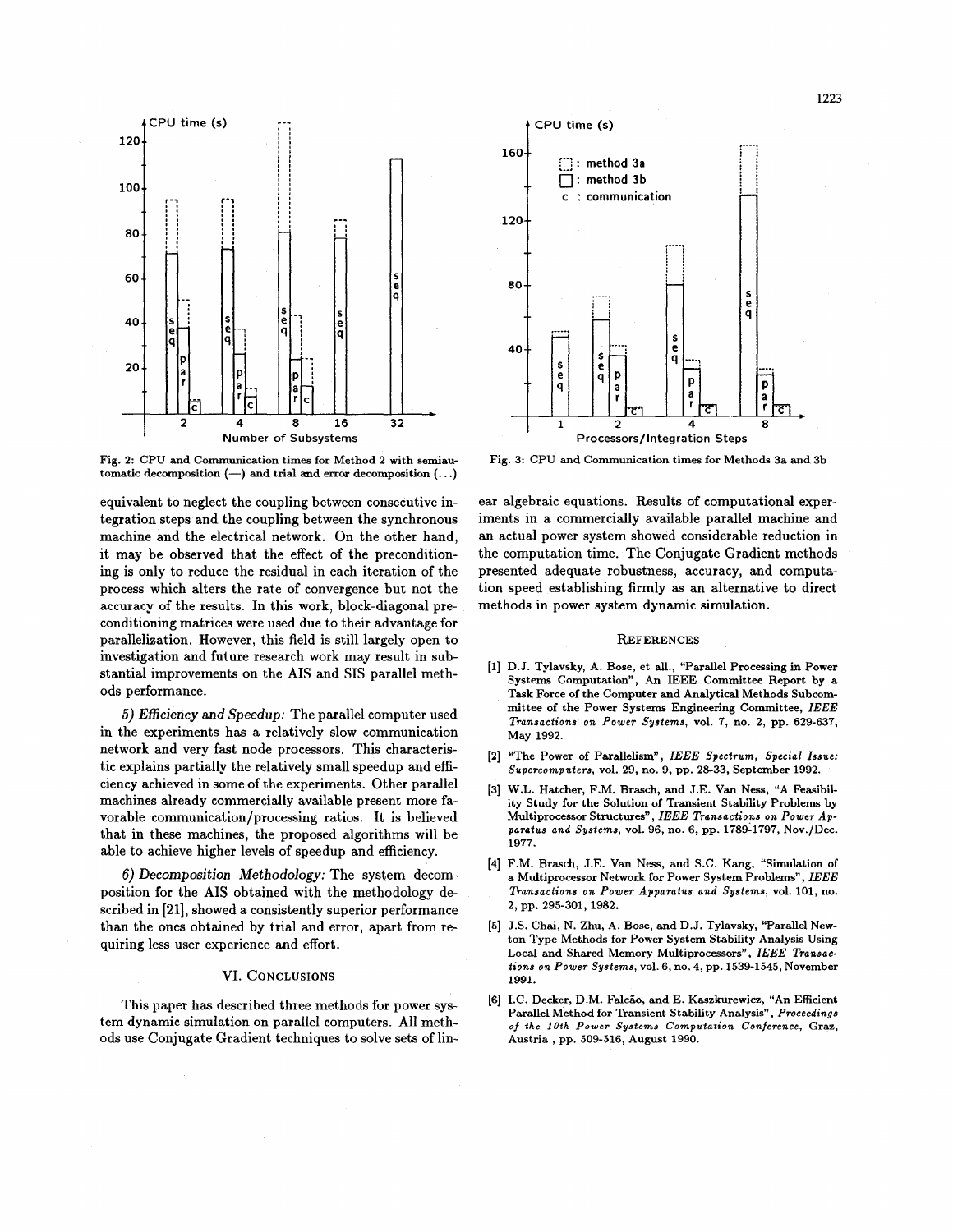Fig. 2: CPU and Communication times for Method 2 with semiautomatic decomposition (—) and trial and error decomposition (...)

Fig. 3: CPU and Communication times for Methods 3a and 3b

equivalent to neglect the coupling between consecutive integration steps and the coupling between the synchronous machine and the electrical network. On the other hand, it may be observed that the effect of the preconditioning is only to reduce the residual in each iteration of the process which alters the rate of convergence but not the accuracy of the results. In this work, block-diagonal preconditioning matrices were used due to their advantage for parallelization. However, this field is still largely open to investigation and future research work may result in substantial improvements on the AIS and SIS parallel methods performance.

*5) Efficiency and Speedup:* The parallel computer used in the experiments has a relatively slow communication network and very fast node processors. This characteristic explains partially the relatively small speedup and efficiency achieved in some of the experiments. Other parallel machines already commercially available present more favorable communication/processing ratios. It is believed that in these machines, the proposed algorithms will be able to achieve higher levels of speedup and efficiency.

*6) Decomposition Methodology:* The system decomposition for the AIS obtained with the methodology described in [21], showed a consistently superior performance than the ones obtained by trial and error, apart from requiring less user experience and effort.

## VI. Conclusions

This paper has described three methods for power system dynamic simulation on parallel computers. All methods use Conjugate Gradient techniques to solve sets of linear algebraic equations. Results of computational experiments in a commercially available parallel machine and an actual power system showed considerable reduction in the computation time. The Conjugate Gradient methods presented adequate robustness, accuracy, and computation speed establishing firmly as an alternative to direct methods in power system dynamic simulation.

## References

[1] D.J. Tylavsky, A. Bose, et all., "Parallel Processing in Power Systems Computation", An IEEE Committee Report by a Task Force of the Computer and Analytical Methods Subcommittee of the Power Systems Engineering Committee, *IEEE Transactions on Power Systems*, vol. 7, no. 2, pp. 629-637, May 1992.

[2] "The Power of Parallelism", *IEEE Spectrum, Special Issue: Supercomputers*, vol. 29, no. 9, pp. 28-33, September 1992.

[3] W.L. Hatcher, F.M. Brasch, and J.E. Van Ness, "A Feasibility Study for the Solution of Transient Stability Problems by Multiprocessor Structures", *IEEE Transactions on Power Apparatus and Systems*, vol. 96, no. 6, pp. 1789-1797, Nov./Dec. 1977.

[4] F.M. Brasch, J.E. Van Ness, and S.C. Kang, "Simulation of a Multiprocessor Network for Power System Problems", *IEEE Transactions on Power Apparatus and Systems*, vol. 101, no. 2, pp. 295-301, 1982.

[5] J.S. Chai, N. Zhu, A. Bose, and D.J. Tylavsky, "Parallel Newton Type Methods for Power System Stability Analysis Using Local and Shared Memory Multiprocessors", *IEEE Transactions on Power Systems*, vol. 6, no. 4, pp. 1539-1545, November 1991.

[6] I.C. Decker, D.M. Falcão, and E. Kaszkurewicz, "An Efficient Parallel Method for Transient Stability Analysis", *Proceedings of the 10th Power Systems Computation Conference*, Graz, Austria , pp. 509-516, August 1990.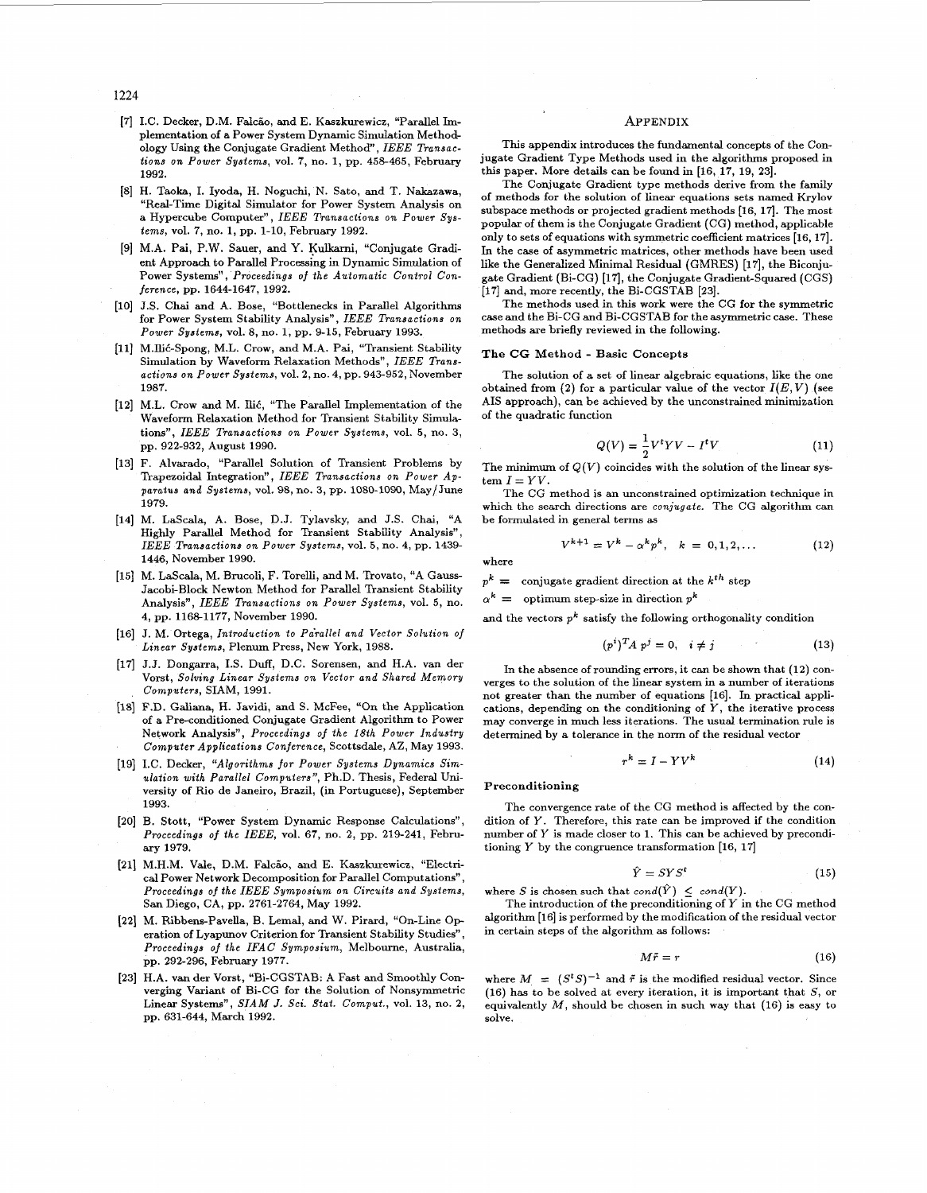[7] I.C. Decker, D.M. Falcão, and E. Kaszkurewicz, "Parallel Implementation of a Power System Dynamic Simulation Methodology Using the Conjugate Gradient Method", *IEEE Transactions on Power Systems*, vol. 7, no. 1, pp. 458-465, February 1992.

[8] H. Taoka, I. Iyoda, H. Noguchi, N. Sato, and T. Nakazawa, "Real-Time Digital Simulator for Power System Analysis on a Hypercube Computer", *IEEE Transactions on Power Systems*, vol. 7, no. 1, pp. 1-10, February 1992.

[9] M.A. Pai, P.W. Sauer, and Y. Kulkarni, "Conjugate Gradient Approach to Parallel Processing in Dynamic Simulation of Power Systems", *Proceedings of the Automatic Control Conference*, pp. 1644-1647, 1992.

[10] J.S. Chai and A. Bose, "Bottlenecks in Parallel Algorithms for Power System Stability Analysis", *IEEE Transactions on Power Systems*, vol. 8, no. 1, pp. 9-15, February 1993.

[11] M.Ilić-Spong, M.L. Crow, and M.A. Pai, "Transient Stability Simulation by Waveform Relaxation Methods", *IEEE Transactions on Power Systems*, vol. 2, no. 4, pp. 943-952, November 1987.

[12] M.L. Crow and M. Ilić, "The Parallel Implementation of the Waveform Relaxation Method for Transient Stability Simulations", *IEEE Transactions on Power Systems*, vol. 5, no. 3, pp. 922-932, August 1990.

[13] F. Alvarado, "Parallel Solution of Transient Problems by Trapezoidal Integration", *IEEE Transactions on Power Apparatus and Systems*, vol. 98, no. 3, pp. 1080-1090, May/June 1979.

[14] M. LaScala, A. Bose, D.J. Tylavsky, and J.S. Chai, "A Highly Parallel Method for Transient Stability Analysis", *IEEE Transactions on Power Systems*, vol. 5, no. 4, pp. 1439-1446, November 1990.

[15] M. LaScala, M. Brucoli, F. Torelli, and M. Trovato, "A Gauss-Jacobi-Block Newton Method for Parallel Transient Stability Analysis", *IEEE Transactions on Power Systems*, vol. 5, no. 4, pp. 1168-1177, November 1990.

[16] J. M. Ortega, *Introduction to Parallel and Vector Solution of Linear Systems*, Plenum Press, New York, 1988.

[17] J.J. Dongarra, I.S. Duff, D.C. Sorensen, and H.A. van der Vorst, *Solving Linear Systems on Vector and Shared Memory Computers*, SIAM, 1991.

[18] F.D. Galiana, H. Javidi, and S. McFee, "On the Application of a Pre-conditioned Conjugate Gradient Algorithm to Power Network Analysis", *Proceedings of the 18th Power Industry Computer Applications Conference*, Scottsdale, AZ, May 1993.

[19] I.C. Decker, *"Algorithms for Power Systems Dynamics Simulation with Parallel Computers"*, Ph.D. Thesis, Federal University of Rio de Janeiro, Brazil, (in Portuguese), September 1993.

[20] B. Stott, "Power System Dynamic Response Calculations", *Proceedings of the IEEE*, vol. 67, no. 2, pp. 219-241, February 1979.

[21] M.H.M. Vale, D.M. Falcão, and E. Kaszkurewicz, "Electrical Power Network Decomposition for Parallel Computations", *Proceedings of the IEEE Symposium on Circuits and Systems*, San Diego, CA, pp. 2761-2764, May 1992.

[22] M. Ribbens-Pavella, B. Lemal, and W. Pirard, "On-Line Operation of Lyapunov Criterion for Transient Stability Studies", *Proceedings of the IFAC Symposium*, Melbourne, Australia, pp. 292-296, February 1977.

[23] H.A. van der Vorst, "Bi-CGSTAB: A Fast and Smoothly Converging Variant of Bi-CG for the Solution of Nonsymmetric Linear Systems", *SIAM J. Sci. Stat. Comput.*, vol. 13, no. 2, pp. 631-644, March 1992.

## APPENDIX

This appendix introduces the fundamental concepts of the Conjugate Gradient Type Methods used in the algorithms proposed in this paper. More details can be found in [16, 17, 19, 23].

The Conjugate Gradient type methods derive from the family of methods for the solution of linear equations sets named Krylov subspace methods or projected gradient methods [16, 17]. The most popular of them is the Conjugate Gradient (CG) method, applicable only to sets of equations with symmetric coefficient matrices [16, 17]. In the case of asymmetric matrices, other methods have been used like the Generalized Minimal Residual (GMRES) [17], the Biconjugate Gradient (Bi-CG) [17], the Conjugate Gradient-Squared (CGS) [17] and, more recently, the Bi-CGSTAB [23].

The methods used in this work were the CG for the symmetric case and the Bi-CGSTAB for the asymmetric case. These methods are briefly reviewed in the following.

### The CG Method - Basic Concepts

The solution of a set of linear algebraic equations, like the one obtained from (2) for a particular value of the vector $I(E,V)$ (see AIS approach), can be achieved by the unconstrained minimization of the quadratic function

$$Q(V) = \frac{1}{2}V^tYV - I^tV \tag{11}$$

The minimum of $Q(V)$ coincides with the solution of the linear system $I = YV$.

The CG method is an unconstrained optimization technique in which the search directions are *conjugate*. The CG algorithm can be formulated in general terms as

$$V^{k+1} = V^k - \alpha^k p^k, \quad k = 0, 1, 2, \ldots \tag{12}$$

where

$p^k =$ conjugate gradient direction at the $k^{th}$ step

$\alpha^k =$ optimum step-size in direction $p^k$

and the vectors $p^k$ satisfy the following orthogonality condition

$$(p^i)^T A\, p^j = 0, \quad i \neq j \tag{13}$$

In the absence of rounding errors, it can be shown that (12) converges to the solution of the linear system in a number of iterations not greater than the number of equations [16]. In practical applications, depending on the conditioning of $Y$, the iterative process may converge in much less iterations. The usual termination rule is determined by a tolerance in the norm of the residual vector

$$r^k = I - YV^k \tag{14}$$

### Preconditioning

The convergence rate of the CG method is affected by the condition of $Y$. Therefore, this rate can be improved if the condition number of $Y$ is made closer to 1. This can be achieved by preconditioning $Y$ by the congruence transformation [16, 17]

$$\hat{Y} = SYS^t \tag{15}$$

where $S$ is chosen such that $cond(\hat{Y}) \leq cond(Y)$.

The introduction of the preconditioning of $Y$ in the CG method algorithm [16] is performed by the modification of the residual vector in certain steps of the algorithm as follows:

$$M\tilde{r} = r \tag{16}$$

where $M = (S^tS)^{-1}$ and $\tilde{r}$ is the modified residual vector. Since (16) has to be solved at every iteration, it is important that $S$, or equivalently $M$, should be chosen in such way that (16) is easy to solve.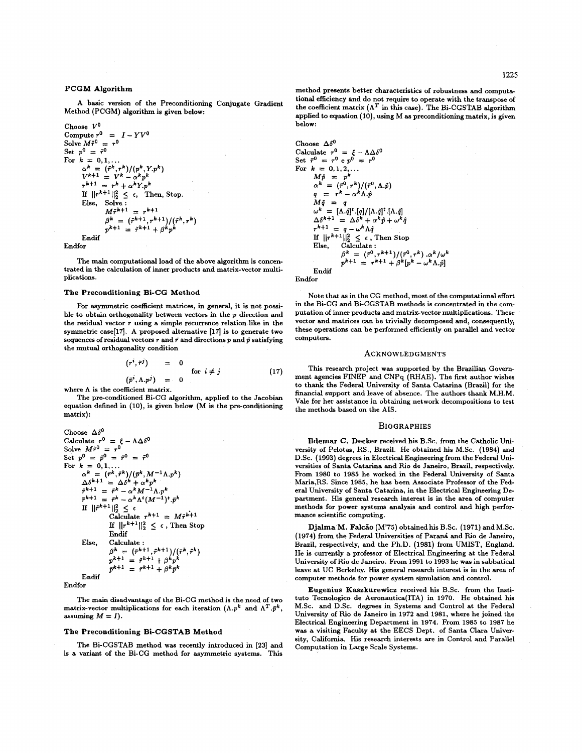### PCGM Algorithm

A basic version of the Preconditioning Conjugate Gradient Method (PCGM) algorithm is given below:

Choose $V^0$
Compute $r^0 = I - YV^0$
Solve $M\tilde{r}^0 = r^0$
Set $p^0 = \tilde{r}^0$
For $k = 0, 1, \ldots$
  $\alpha^k = (\tilde{r}^k, r^k)/(p^k, Y.p^k)$
  $V^{k+1} = V^k - \alpha^k p^k$
  $r^{k+1} = r^k + \alpha^k Y.p^k$
  If $\|r^{k+1}\|_2^2 \leq \epsilon$, Then, Stop.
  Else, Solve :
    $M\tilde{r}^{k+1} = r^{k+1}$
    $\beta^k = (\tilde{r}^{k+1}, r^{k+1})/(\tilde{r}^k, r^k)$
    $p^{k+1} = \tilde{r}^{k+1} + \beta^k p^k$
  Endif
Endfor

The main computational load of the above algorithm is concentrated in the calculation of inner products and matrix-vector multiplications.

### The Preconditioning Bi-CG Method

For asymmetric coefficient matrices, in general, it is not possible to obtain orthogonality between vectors in the $p$ direction and the residual vector $r$ using a simple recurrence relation like in the symmetric case[17]. A proposed alternative [17] is to generate two sequences of residual vectors $r$ and $\bar{r}$ and directions $p$ and $\bar{p}$ satisfying the mutual orthogonality condition

$$\begin{aligned} (r^i, \bar{r}^j) &= 0 \\ (\bar{p}^i, \Lambda.p^j) &= 0 \end{aligned} \quad \text{for } i \neq j \tag{17}$$

where $\Lambda$ is the coefficient matrix.

The pre-conditioned Bi-CG algorithm, applied to the Jacobian equation defined in (10), is given below (M is the pre-conditioning matrix):

Choose $\Delta\delta^0$
Calculate $r^0 = \xi - \Lambda\Delta\delta^0$
Solve $M\tilde{r}^0 = r^0$
Set $p^0 = \bar{p}^0 = \bar{r}^0 = \tilde{r}^0$
For $k = 0, 1, \ldots$
  $\alpha^k = (\bar{r}^k, \tilde{r}^k)/(\bar{p}^k, M^{-1}\Lambda.p^k)$
  $\Delta\delta^{k+1} = \Delta\delta^k + \alpha^k p^k$
  $\tilde{r}^{k+1} = \tilde{r}^k - \alpha^k M^{-1}\Lambda.p^k$
  $\bar{r}^{k+1} = \bar{r}^k - \alpha^k \Lambda^t (M^{-1})^t.\bar{p}^k$
  If $\|\tilde{r}^{k+1}\|_2^2 \leq \epsilon$
    Calculate $r^{k+1} = M\tilde{r}^{k+1}$
    If $\|r^{k+1}\|_2^2 \leq \epsilon$, Then Stop
    Endif
  Else, Calculate :
    $\beta^k = (\bar{r}^{k+1}, \tilde{r}^{k+1})/(\bar{r}^k, \tilde{r}^k)$
    $p^{k+1} = \tilde{r}^{k+1} + \beta^k p^k$
    $\bar{p}^{k+1} = \bar{r}^{k+1} + \beta^k \bar{p}^k$
  Endif
Endfor

The main disadvantage of the Bi-CG method is the need of two matrix-vector multiplications for each iteration ($\Lambda.p^k$ and $\Lambda^T.\bar{p}^k$, assuming $M = I$).

### The Preconditioning Bi-CGSTAB Method

The Bi-CGSTAB method was recently introduced in [23] and is a variant of the Bi-CG method for asymmetric systems. This method presents better characteristics of robustness and computational efficiency and do not require to operate with the transpose of the coefficient matrix ($\Lambda^T$ in this case). The Bi-CGSTAB algorithm applied to equation (10), using M as preconditioning matrix, is given below:

Choose $\Delta\delta^0$
Calculate $r^0 = \xi - \Lambda\Delta\delta^0$
Set $\bar{r}^0 = r^0$ e $p^0 = r^0$
For $k = 0, 1, 2, \ldots$
  $M\hat{p} = p^k$
  $\alpha^k = (\bar{r}^0, r^k)/(\bar{r}^0, \Lambda.\hat{p})$
  $q = r^k - \alpha^k \Lambda.\hat{p}$
  $M\hat{q} = q$
  $\omega^k = [\Lambda.\hat{q}]^t.[q]/[\Lambda.\hat{q}]^t.[\Lambda.\hat{q}]$
  $\Delta\delta^{k+1} = \Delta\delta^k + \alpha^k\hat{p} + \omega^k\hat{q}$
  $r^{k+1} = q - \omega^k \Lambda\hat{q}$
  If $\|r^{k+1}\|_2^2 \leq \epsilon$, Then Stop
  Else, Calculate :
    $\beta^k = (\bar{r}^0, r^{k+1})/(\bar{r}^0, r^k).\alpha^k/\omega^k$
    $p^{k+1} = r^{k+1} + \beta^k[p^k - \omega^k \Lambda.\hat{p}]$
  Endif
Endfor

Note that as in the CG method, most of the computational effort in the Bi-CG and Bi-CGSTAB methods is concentrated in the computation of inner products and matrix-vector multiplications. These vector and matrices can be trivially decomposed and, consequently, these operations can be performed efficiently on parallel and vector computers.

## Acknowledgments

This research project was supported by the Brazilian Government agencies FINEP and CNPq (RHAE). The first author wishes to thank the Federal University of Santa Catarina (Brazil) for the financial support and leave of absence. The authors thank M.H.M. Vale for her assistance in obtaining network decompositions to test the methods based on the AIS.

## Biographies

**Ildemar C. Decker** received his B.Sc. from the Catholic University of Pelotas, RS., Brazil. He obtained his M.Sc. (1984) and D.Sc. (1993) degrees in Electrical Engineering from the Federal Universities of Santa Catarina and Rio de Janeiro, Brazil, respectively. From 1980 to 1985 he worked in the Federal University of Santa Maria,RS. Since 1985, he has been Associate Professor of the Federal University of Santa Catarina, in the Electrical Engineering Department. His general research interest is in the area of computer methods for power systems analysis and control and high performance scientific computing.

**Djalma M. Falcão** (M'75) obtained his B.Sc. (1971) and M.Sc. (1974) from the Federal Universities of Paraná and Rio de Janeiro, Brazil, respectively, and the Ph.D. (1981) from UMIST, England. He is currently a professor of Electrical Engineering at the Federal University of Rio de Janeiro. From 1991 to 1993 he was in sabbatical leave at UC Berkeley. His general research interest is in the area of computer methods for power system simulation and control.

**Eugenius Kaszkurewicz** received his B.Sc. from the Instituto Tecnologico de Aeronautica(ITA) in 1970. He obtained his M.Sc. and D.Sc. degrees in Systems and Control at the Federal University of Rio de Janeiro in 1972 and 1981, where he joined the Electrical Engineering Department in 1974. From 1985 to 1987 he was a visiting Faculty at the EECS Dept. of Santa Clara University, California. His research interests are in Control and Parallel Computation in Large Scale Systems.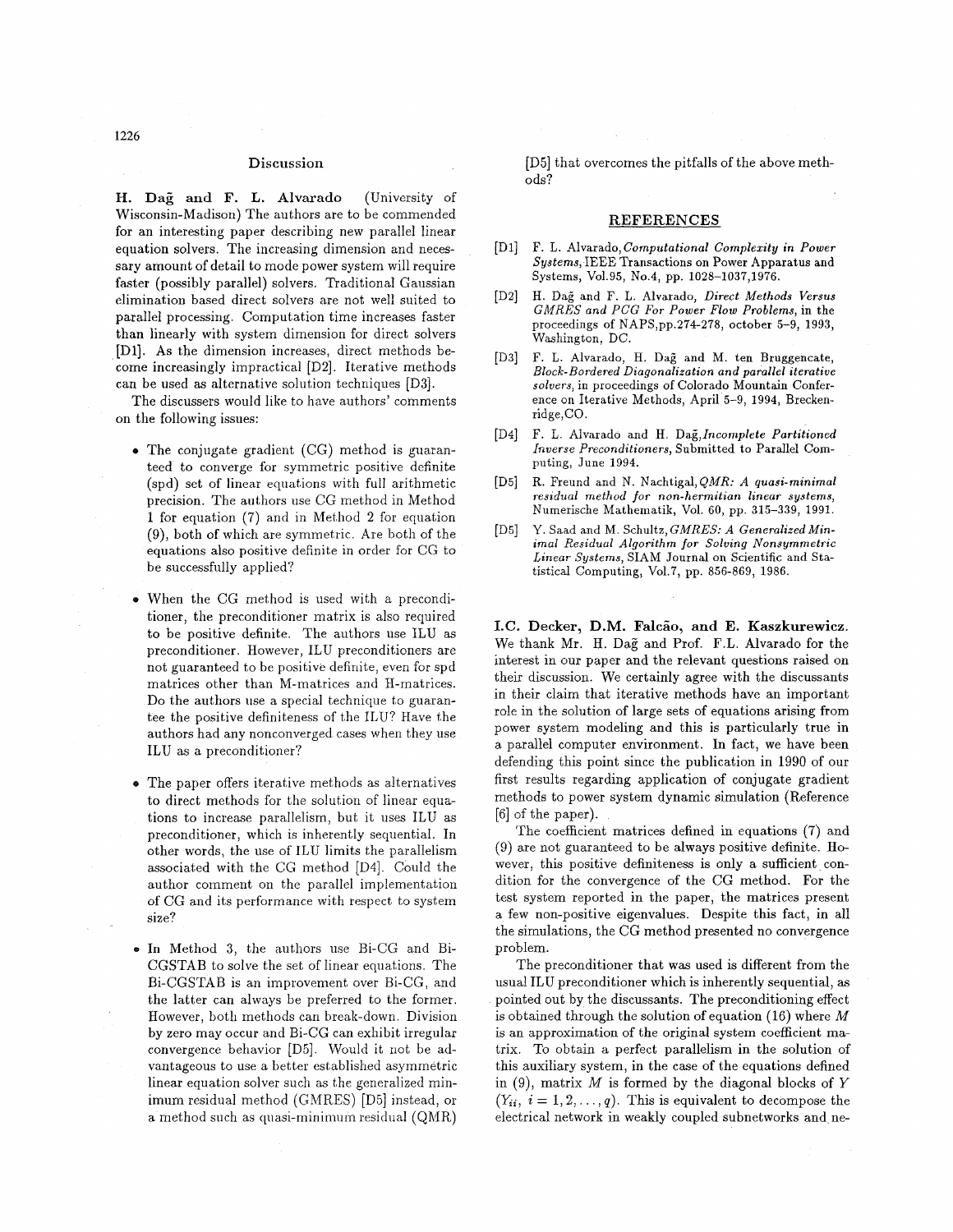## Discussion

**H. Dağ and F. L. Alvarado** (University of Wisconsin-Madison) The authors are to be commended for an interesting paper describing new parallel linear equation solvers. The increasing dimension and necessary amount of detail to mode power system will require faster (possibly parallel) solvers. Traditional Gaussian elimination based direct solvers are not well suited to parallel processing. Computation time increases faster than linearly with system dimension for direct solvers [D1]. As the dimension increases, direct methods become increasingly impractical [D2]. Iterative methods can be used as alternative solution techniques [D3].

The discussers would like to have authors' comments on the following issues:

- The conjugate gradient (CG) method is guaranteed to converge for symmetric positive definite (spd) set of linear equations with full arithmetic precision. The authors use CG method in Method 1 for equation (7) and in Method 2 for equation (9), both of which are symmetric. Are both of the equations also positive definite in order for CG to be successfully applied?

- When the CG method is used with a preconditioner, the preconditioner matrix is also required to be positive definite. The authors use ILU as preconditioner. However, ILU preconditioners are not guaranteed to be positive definite, even for spd matrices other than M-matrices and H-matrices. Do the authors use a special technique to guarantee the positive definiteness of the ILU? Have the authors had any nonconverged cases when they use ILU as a preconditioner?

- The paper offers iterative methods as alternatives to direct methods for the solution of linear equations to increase parallelism, but it uses ILU as preconditioner, which is inherently sequential. In other words, the use of ILU limits the parallelism associated with the CG method [D4]. Could the author comment on the parallel implementation of CG and its performance with respect to system size?

- In Method 3, the authors use Bi-CG and Bi-CGSTAB to solve the set of linear equations. The Bi-CGSTAB is an improvement over Bi-CG, and the latter can always be preferred to the former. However, both methods can break-down. Division by zero may occur and Bi-CG can exhibit irregular convergence behavior [D5]. Would it not be advantageous to use a better established asymmetric linear equation solver such as the generalized minimum residual method (GMRES) [D5] instead, or a method such as quasi-minimum residual (QMR) [D5] that overcomes the pitfalls of the above methods?

### REFERENCES

[D1] F. L. Alvarado, *Computational Complexity in Power Systems*, IEEE Transactions on Power Apparatus and Systems, Vol.95, No.4, pp. 1028–1037,1976.

[D2] H. Dağ and F. L. Alvarado, *Direct Methods Versus GMRES and PCG For Power Flow Problems*, in the proceedings of NAPS,pp.274-278, october 5–9, 1993, Washington, DC.

[D3] F. L. Alvarado, H. Dağ and M. ten Bruggencate, *Block-Bordered Diagonalization and parallel iterative solvers*, in proceedings of Colorado Mountain Conference on Iterative Methods, April 5–9, 1994, Breckenridge,CO.

[D4] F. L. Alvarado and H. Dağ, *Incomplete Partitioned Inverse Preconditioners*, Submitted to Parallel Computing, June 1994.

[D5] R. Freund and N. Nachtigal, *QMR: A quasi-minimal residual method for non-hermitian linear systems*, Numerische Mathematik, Vol. 60, pp. 315–339, 1991.

[D5] Y. Saad and M. Schultz, *GMRES: A Generalized Minimal Residual Algorithm for Solving Nonsymmetric Linear Systems*, SIAM Journal on Scientific and Statistical Computing, Vol.7, pp. 856-869, 1986.

**I.C. Decker, D.M. Falcão, and E. Kaszkurewicz.** We thank Mr. H. Dağ and Prof. F.L. Alvarado for the interest in our paper and the relevant questions raised on their discussion. We certainly agree with the discussants in their claim that iterative methods have an important role in the solution of large sets of equations arising from power system modeling and this is particularly true in a parallel computer environment. In fact, we have been defending this point since the publication in 1990 of our first results regarding application of conjugate gradient methods to power system dynamic simulation (Reference [6] of the paper).

The coefficient matrices defined in equations (7) and (9) are not guaranteed to be always positive definite. However, this positive definiteness is only a sufficient condition for the convergence of the CG method. For the test system reported in the paper, the matrices present a few non-positive eigenvalues. Despite this fact, in all the simulations, the CG method presented no convergence problem.

The preconditioner that was used is different from the usual ILU preconditioner which is inherently sequential, as pointed out by the discussants. The preconditioning effect is obtained through the solution of equation (16) where $M$ is an approximation of the original system coefficient matrix. To obtain a perfect parallelism in the solution of this auxiliary system, in the case of the equations defined in (9), matrix $M$ is formed by the diagonal blocks of $Y$ ($Y_{ii}$, $i = 1, 2, \ldots, q$). This is equivalent to decompose the electrical network in weakly coupled subnetworks and ne-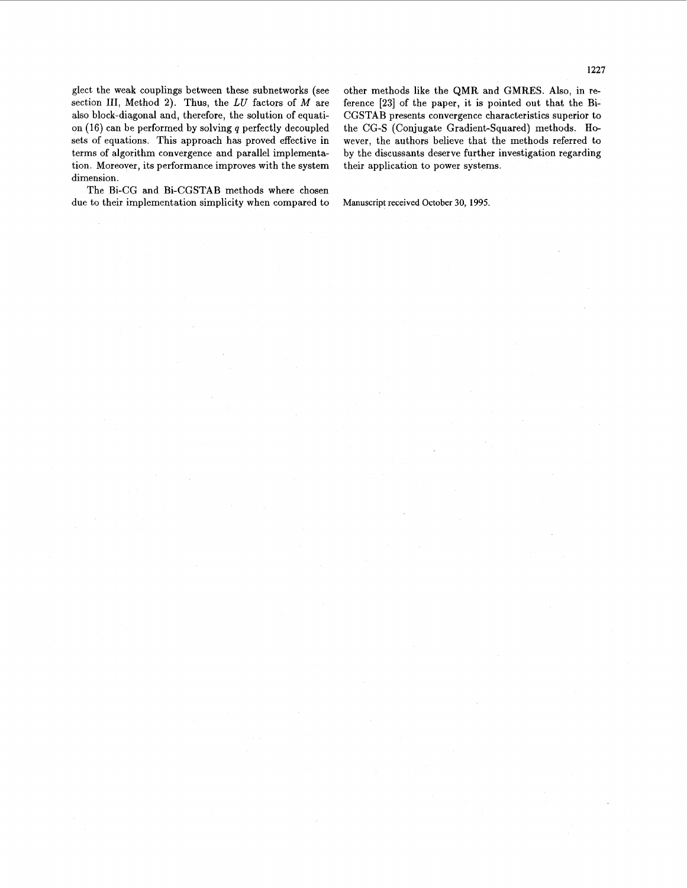glect the weak couplings between these subnetworks (see section III, Method 2). Thus, the $LU$ factors of $M$ are also block-diagonal and, therefore, the solution of equation (16) can be performed by solving $q$ perfectly decoupled sets of equations. This approach has proved effective in terms of algorithm convergence and parallel implementation. Moreover, its performance improves with the system dimension.

The Bi-CG and Bi-CGSTAB methods where chosen due to their implementation simplicity when compared to other methods like the QMR and GMRES. Also, in reference [23] of the paper, it is pointed out that the Bi-CGSTAB presents convergence characteristics superior to the CG-S (Conjugate Gradient-Squared) methods. However, the authors believe that the methods referred to by the discussants deserve further investigation regarding their application to power systems.

Manuscript received October 30, 1995.